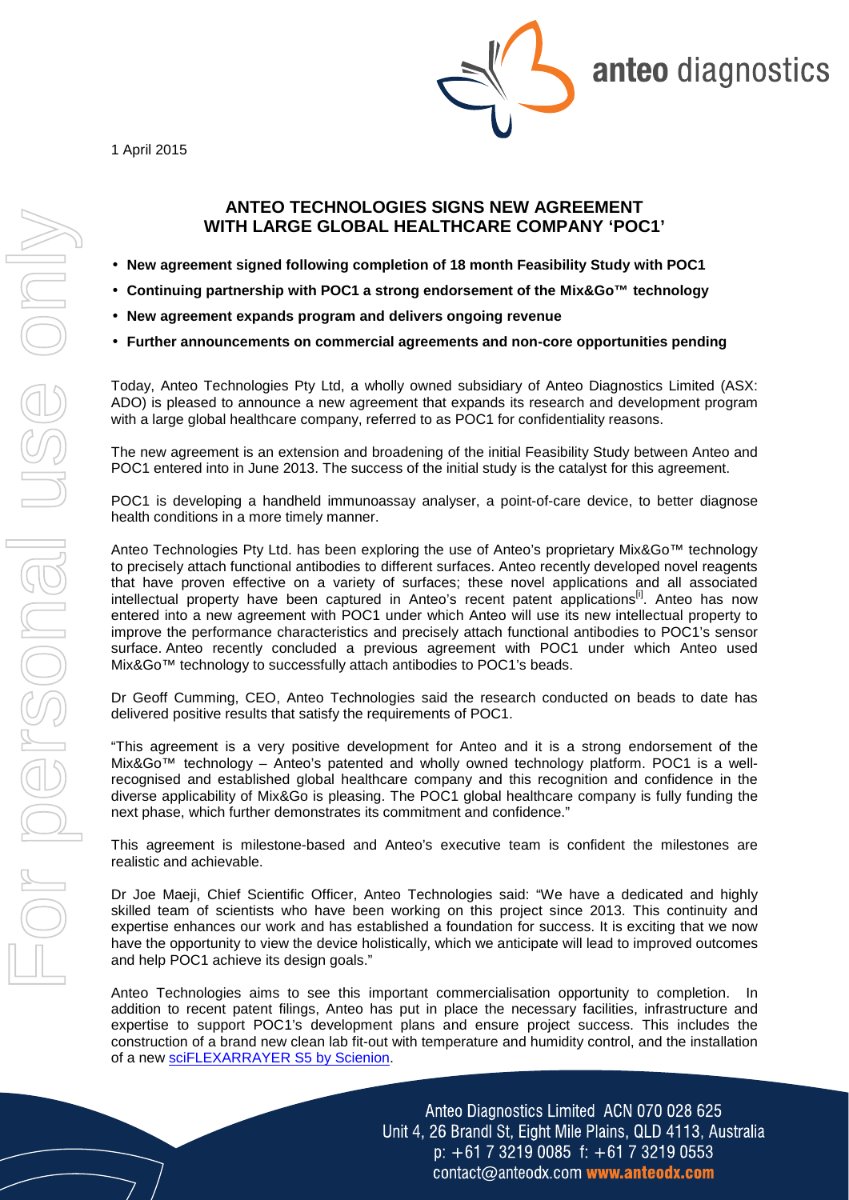1 April 2015

# ANTEO TECHNOLOGIES SIGNS NEW AGREEMENT WITH LARGE GLOBAL HEALTHCARE COMPANY 'POC1'

- **New agreement signed following completion of 18 month Feasibility Study with POC1**
- **Continuing partnership with POC1 a strong endorsement of the Mix&Go™ technology**
- **New agreement expands program and delivers ongoing revenue**
- **Further announcements on commercial agreements and non-core opportunities pending**

Today, Anteo Technologies Pty Ltd, a wholly owned subsidiary of Anteo Diagnostics Limited (ASX: ADO) is pleased to announce a new agreement that expands its research and development program with a large global healthcare company, referred to as POC1 for confidentiality reasons.

The new agreement is an extension and broadening of the initial Feasibility Study between Anteo and POC1 entered into in June 2013. The success of the initial study is the catalyst for this agreement.

POC1 is developing a handheld immunoassay analyser, a point-of-care device, to better diagnose health conditions in a more timely manner.

Anteo Technologies Pty Ltd. has been exploring the use of Anteo's proprietary Mix&Go™ technology to precisely attach functional antibodies to different surfaces. Anteo recently developed novel reagents that have proven effective on a variety of surfaces; these novel applications and all associated intellectual property have been captured in Anteo's recent patent applications[i]. Anteo has now entered into a new agreement with POC1 under which Anteo will use its new intellectual property to improve the performance characteristics and precisely attach functional antibodies to POC1's sensor surface. Anteo recently concluded a previous agreement with POC1 under which Anteo used Mix&Go™ technology to successfully attach antibodies to POC1's beads.

Dr Geoff Cumming, CEO, Anteo Technologies said the research conducted on beads to date has delivered positive results that satisfy the requirements of POC1.

"This agreement is a very positive development for Anteo and it is a strong endorsement of the Mix&Go™ technology – Anteo's patented and wholly owned technology platform. POC1 is a well-recognised and established global healthcare company and this recognition and confidence in the diverse applicability of Mix&Go is pleasing. The POC1 global healthcare company is fully funding the next phase, which further demonstrates its commitment and confidence."

This agreement is milestone-based and Anteo's executive team is confident the milestones are realistic and achievable.

Dr Joe Maeji, Chief Scientific Officer, Anteo Technologies said: "We have a dedicated and highly skilled team of scientists who have been working on this project since 2013. This continuity and expertise enhances our work and has established a foundation for success. It is exciting that we now have the opportunity to view the device holistically, which we anticipate will lead to improved outcomes and help POC1 achieve its design goals."

Anteo Technologies aims to see this important commercialisation opportunity to completion. In addition to recent patent filings, Anteo has put in place the necessary facilities, infrastructure and expertise to support POC1's development plans and ensure project success. This includes the construction of a brand new clean lab fit-out with temperature and humidity control, and the installation of a new sciFLEXARRAYER S5 by Scienion.

Anteo Diagnostics Limited ACN 070 028 625
Unit 4, 26 Brandl St, Eight Mile Plains, QLD 4113, Australia
p: +61 7 3219 0085 f: +61 7 3219 0553
contact@anteodx.com www.anteodx.com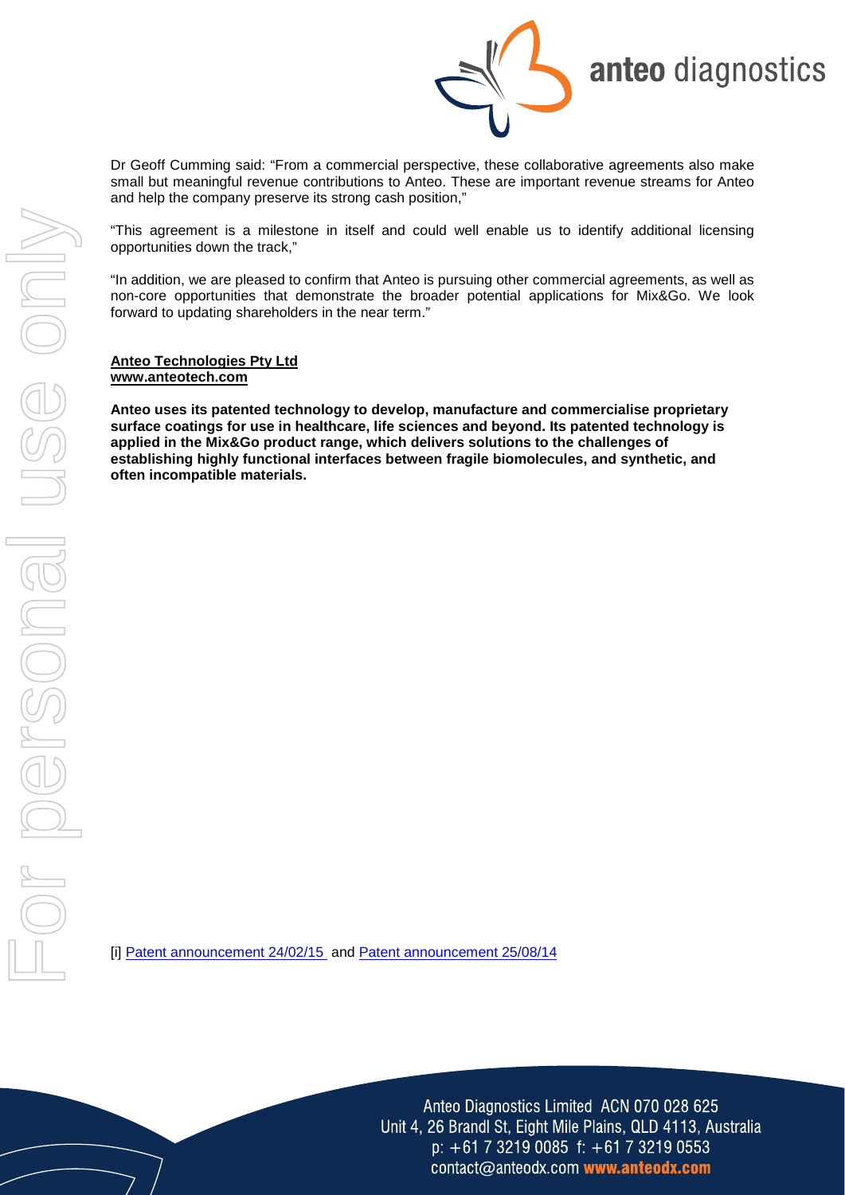Dr Geoff Cumming said: "From a commercial perspective, these collaborative agreements also make small but meaningful revenue contributions to Anteo. These are important revenue streams for Anteo and help the company preserve its strong cash position,"

"This agreement is a milestone in itself and could well enable us to identify additional licensing opportunities down the track,"

"In addition, we are pleased to confirm that Anteo is pursuing other commercial agreements, as well as non-core opportunities that demonstrate the broader potential applications for Mix&Go. We look forward to updating shareholders in the near term."

**Anteo Technologies Pty Ltd**
**www.anteotech.com**

**Anteo uses its patented technology to develop, manufacture and commercialise proprietary surface coatings for use in healthcare, life sciences and beyond. Its patented technology is applied in the Mix&Go product range, which delivers solutions to the challenges of establishing highly functional interfaces between fragile biomolecules, and synthetic, and often incompatible materials.**

[i] Patent announcement 24/02/15 and Patent announcement 25/08/14